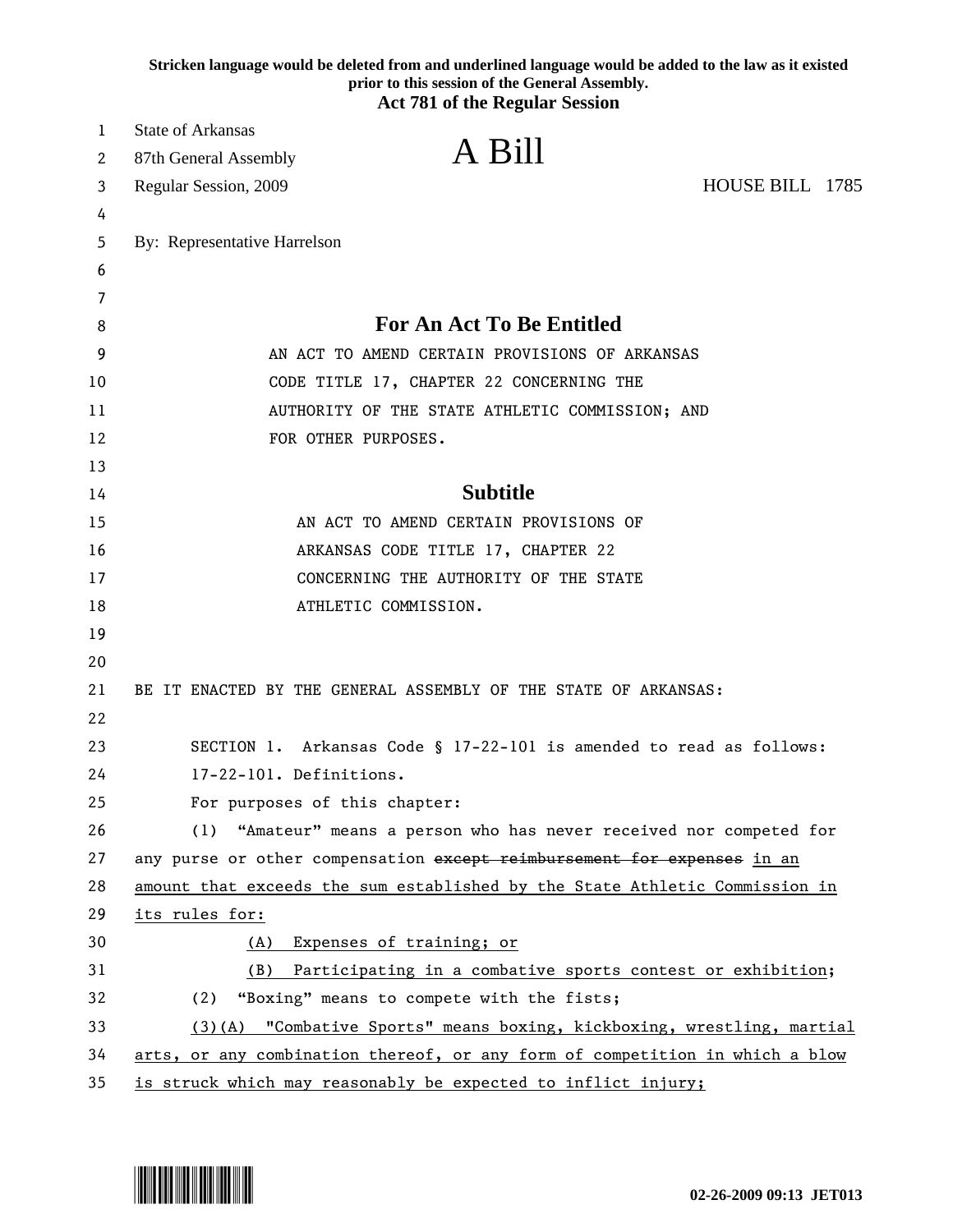**Stricken language would be deleted from and underlined language would be added to the law as it existed prior to this session of the General Assembly.**

**Act 781 of the Regular Session**

State of Arkansas
87th General Assembly
Regular Session, 2009

# A Bill

HOUSE BILL 1785

By: Representative Harrelson

## For An Act To Be Entitled

AN ACT TO AMEND CERTAIN PROVISIONS OF ARKANSAS CODE TITLE 17, CHAPTER 22 CONCERNING THE AUTHORITY OF THE STATE ATHLETIC COMMISSION; AND FOR OTHER PURPOSES.

## Subtitle

AN ACT TO AMEND CERTAIN PROVISIONS OF ARKANSAS CODE TITLE 17, CHAPTER 22 CONCERNING THE AUTHORITY OF THE STATE ATHLETIC COMMISSION.

BE IT ENACTED BY THE GENERAL ASSEMBLY OF THE STATE OF ARKANSAS:

SECTION 1. Arkansas Code § 17-22-101 is amended to read as follows:

17-22-101. Definitions.

For purposes of this chapter:

(1) "Amateur" means a person who has never received nor competed for any purse or other compensation ~~except reimbursement for expenses~~ <u>in an amount that exceeds the sum established by the State Athletic Commission in its rules for:</u>

<u>(A) Expenses of training; or</u>

<u>(B) Participating in a combative sports contest or exhibition</u>;

(2) "Boxing" means to compete with the fists;

<u>(3)(A) "Combative Sports" means boxing, kickboxing, wrestling, martial arts, or any combination thereof, or any form of competition in which a blow is struck which may reasonably be expected to inflict injury;</u>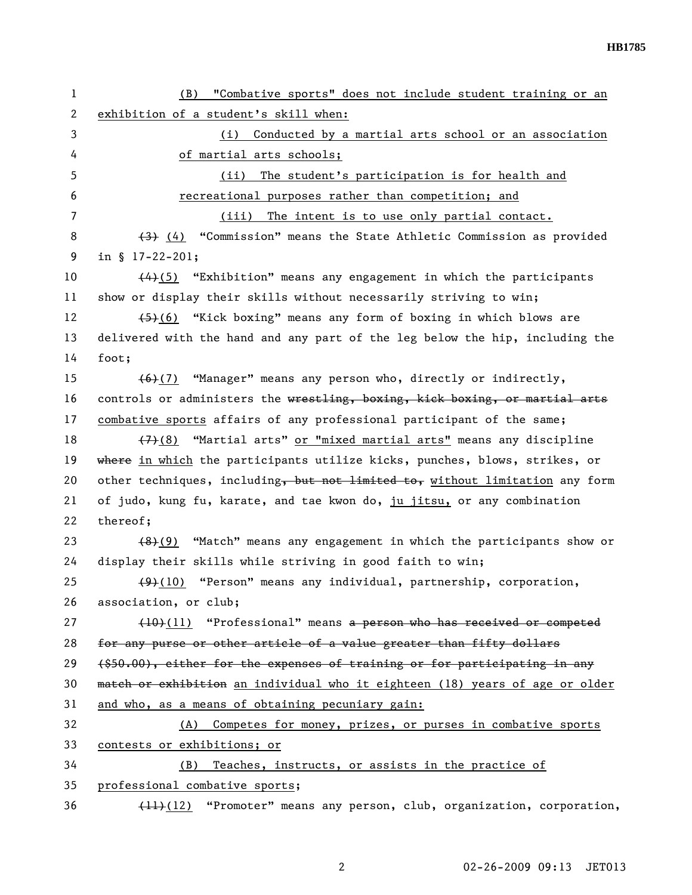(B) "Combative sports" does not include student training or an exhibition of a student's skill when:

(i) Conducted by a martial arts school or an association of martial arts schools;

(ii) The student's participation is for health and recreational purposes rather than competition; and

(iii) The intent is to use only partial contact.

~~(3)~~ (4) "Commission" means the State Athletic Commission as provided in § 17-22-201;

~~(4)~~(5) "Exhibition" means any engagement in which the participants show or display their skills without necessarily striving to win;

~~(5)~~(6) "Kick boxing" means any form of boxing in which blows are delivered with the hand and any part of the leg below the hip, including the foot;

~~(6)~~(7) "Manager" means any person who, directly or indirectly, controls or administers the ~~wrestling, boxing, kick boxing, or martial arts~~ combative sports affairs of any professional participant of the same;

~~(7)~~(8) "Martial arts" or "mixed martial arts" means any discipline ~~where~~ in which the participants utilize kicks, punches, blows, strikes, or other techniques, including~~, but not limited to,~~ without limitation any form of judo, kung fu, karate, and tae kwon do, ju jitsu, or any combination thereof;

~~(8)~~(9) "Match" means any engagement in which the participants show or display their skills while striving in good faith to win;

~~(9)~~(10) "Person" means any individual, partnership, corporation, association, or club;

~~(10)~~(11) "Professional" means ~~a person who has received or competed for any purse or other article of a value greater than fifty dollars ($50.00), either for the expenses of training or for participating in any match or exhibition~~ an individual who it eighteen (18) years of age or older and who, as a means of obtaining pecuniary gain:

(A) Competes for money, prizes, or purses in combative sports contests or exhibitions; or

(B) Teaches, instructs, or assists in the practice of professional combative sports;

~~(11)~~(12) "Promoter" means any person, club, organization, corporation,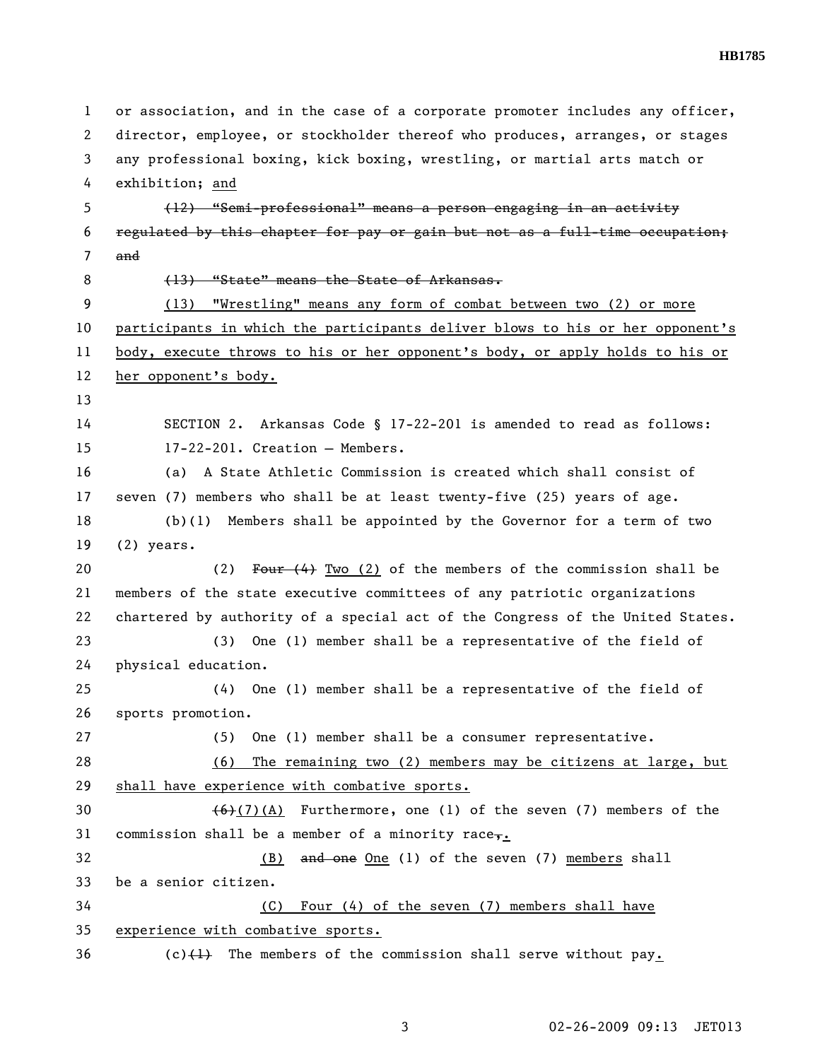or association, and in the case of a corporate promoter includes any officer, director, employee, or stockholder thereof who produces, arranges, or stages any professional boxing, kick boxing, wrestling, or martial arts match or exhibition; <u>and</u>

~~(12) "Semi-professional" means a person engaging in an activity regulated by this chapter for pay or gain but not as a full-time occupation; and~~

~~(13) "State" means the State of Arkansas.~~

<u>(13) "Wrestling" means any form of combat between two (2) or more participants in which the participants deliver blows to his or her opponent's body, execute throws to his or her opponent's body, or apply holds to his or her opponent's body.</u>

SECTION 2. Arkansas Code § 17-22-201 is amended to read as follows:

17-22-201. Creation — Members.

(a) A State Athletic Commission is created which shall consist of seven (7) members who shall be at least twenty-five (25) years of age.

(b)(1) Members shall be appointed by the Governor for a term of two (2) years.

(2) ~~Four (4)~~ <u>Two (2)</u> of the members of the commission shall be members of the state executive committees of any patriotic organizations chartered by authority of a special act of the Congress of the United States.

(3) One (1) member shall be a representative of the field of physical education.

(4) One (1) member shall be a representative of the field of sports promotion.

(5) One (1) member shall be a consumer representative.

<u>(6) The remaining two (2) members may be citizens at large, but shall have experience with combative sports.</u>

~~(6)~~<u>(7)(A)</u> Furthermore, one (1) of the seven (7) members of the commission shall be a member of a minority race~~,~~<u>.</u>

<u>(B)</u> ~~and one~~ <u>One</u> (1) of the seven (7) <u>members</u> shall be a senior citizen.

<u>(C) Four (4) of the seven (7) members shall have experience with combative sports.</u>

(c)~~(1)~~ The members of the commission shall serve without pay<u>.</u>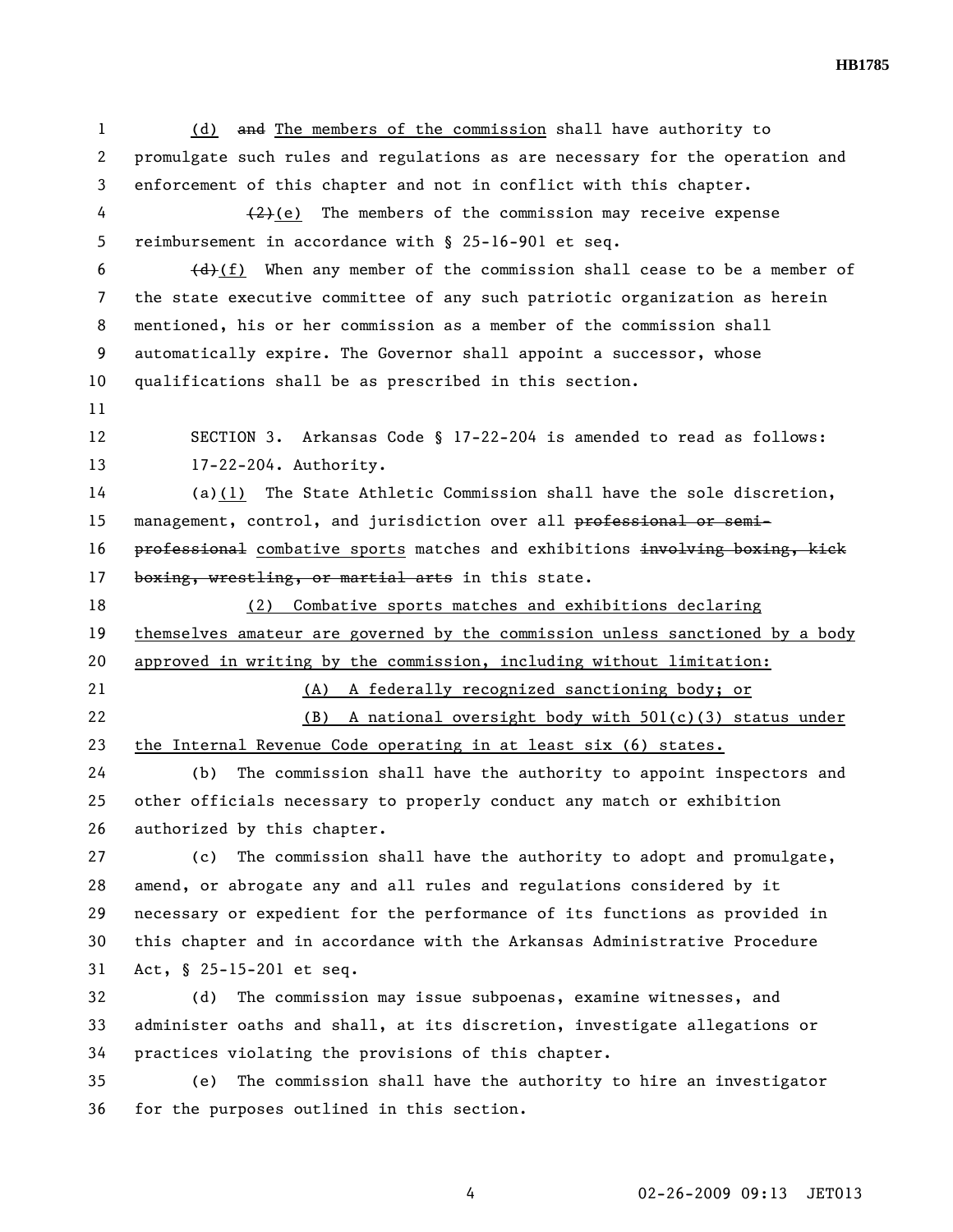(d) ~~and~~ The members of the commission shall have authority to promulgate such rules and regulations as are necessary for the operation and enforcement of this chapter.

~~(2)~~(e) The members of the commission may receive expense reimbursement in accordance with § 25-16-901 et seq.

~~(d)~~(f) When any member of the commission shall cease to be a member of the state executive committee of any such patriotic organization as herein mentioned, his or her commission as a member of the commission shall automatically expire. The Governor shall appoint a successor, whose qualifications shall be as prescribed in this section.

SECTION 3. Arkansas Code § 17-22-204 is amended to read as follows:

17-22-204. Authority.

(a)(1) The State Athletic Commission shall have the sole discretion, management, control, and jurisdiction over all ~~professional or semi-professional~~ combative sports matches and exhibitions ~~involving boxing, kick boxing, wrestling, or martial arts~~ in this state.

(2) Combative sports matches and exhibitions declaring themselves amateur are governed by the commission unless sanctioned by a body approved in writing by the commission, including without limitation:

(A) A federally recognized sanctioning body; or

(B) A national oversight body with 501(c)(3) status under the Internal Revenue Code operating in at least six (6) states.

(b) The commission shall have the authority to appoint inspectors and other officials necessary to properly conduct any match or exhibition authorized by this chapter.

(c) The commission shall have the authority to adopt and promulgate, amend, or abrogate any and all rules and regulations considered by it necessary or expedient for the performance of its functions as provided in this chapter and in accordance with the Arkansas Administrative Procedure Act, § 25-15-201 et seq.

(d) The commission may issue subpoenas, examine witnesses, and administer oaths and shall, at its discretion, investigate allegations or practices violating the provisions of this chapter.

(e) The commission shall have the authority to hire an investigator for the purposes outlined in this section.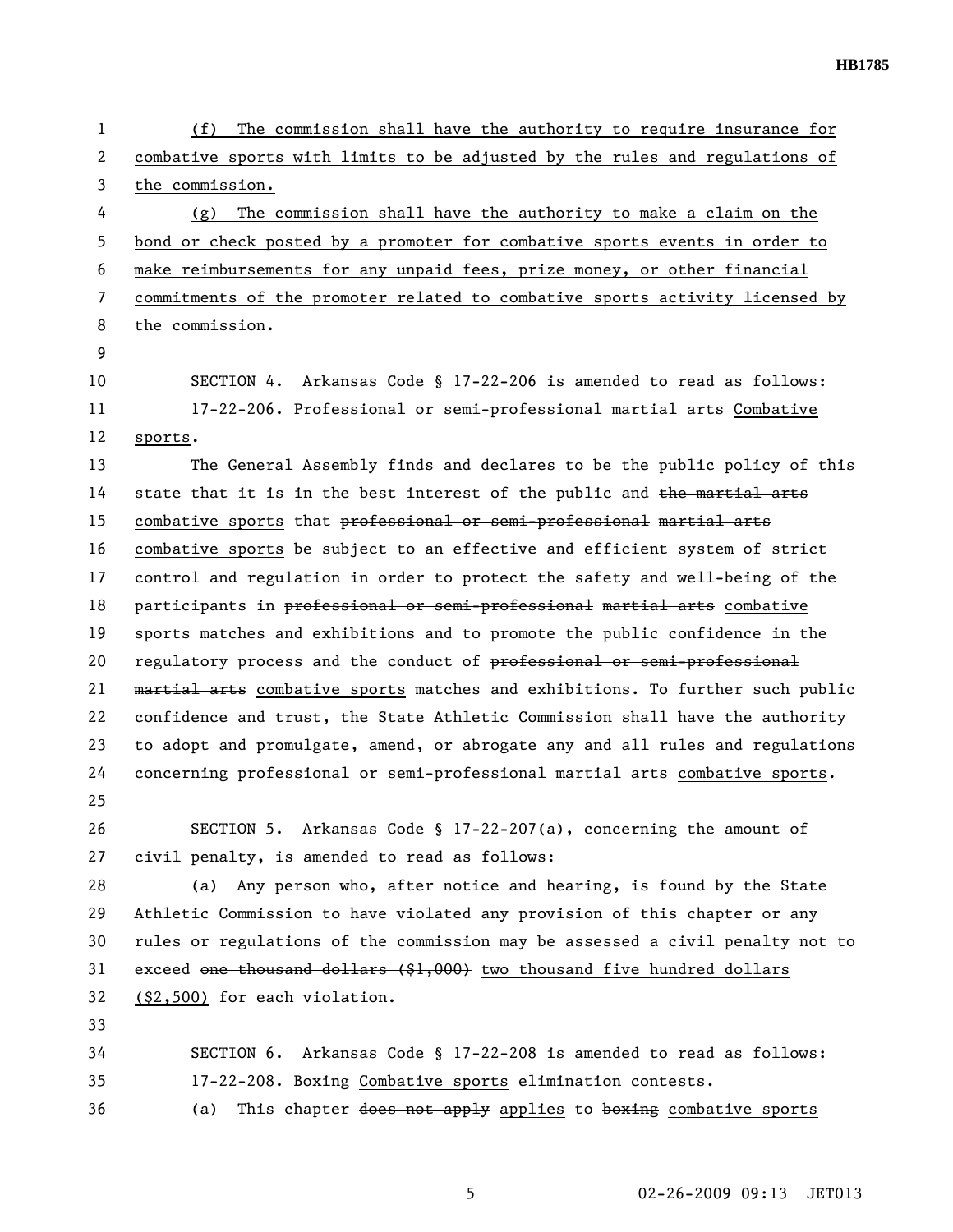<u>(f) The commission shall have the authority to require insurance for combative sports with limits to be adjusted by the rules and regulations of the commission.</u>

<u>(g) The commission shall have the authority to make a claim on the bond or check posted by a promoter for combative sports events in order to make reimbursements for any unpaid fees, prize money, or other financial commitments of the promoter related to combative sports activity licensed by the commission.</u>

SECTION 4. Arkansas Code § 17-22-206 is amended to read as follows:

17-22-206. ~~Professional or semi-professional martial arts~~ <u>Combative sports</u>.

The General Assembly finds and declares to be the public policy of this state that it is in the best interest of the public and ~~the martial arts~~ <u>combative sports</u> that ~~professional or semi-professional~~ ~~martial arts~~ <u>combative sports</u> be subject to an effective and efficient system of strict control and regulation in order to protect the safety and well-being of the participants in ~~professional or semi-professional~~ ~~martial arts~~ <u>combative sports</u> matches and exhibitions and to promote the public confidence in the regulatory process and the conduct of ~~professional or semi-professional martial arts~~ <u>combative sports</u> matches and exhibitions. To further such public confidence and trust, the State Athletic Commission shall have the authority to adopt and promulgate, amend, or abrogate any and all rules and regulations concerning ~~professional or semi-professional martial arts~~ <u>combative sports</u>.

SECTION 5. Arkansas Code § 17-22-207(a), concerning the amount of civil penalty, is amended to read as follows:

(a) Any person who, after notice and hearing, is found by the State Athletic Commission to have violated any provision of this chapter or any rules or regulations of the commission may be assessed a civil penalty not to exceed ~~one thousand dollars ($1,000)~~ <u>two thousand five hundred dollars ($2,500)</u> for each violation.

SECTION 6. Arkansas Code § 17-22-208 is amended to read as follows:

17-22-208. ~~Boxing~~ <u>Combative sports</u> elimination contests.

(a) This chapter ~~does not apply~~ <u>applies</u> to ~~boxing~~ <u>combative sports</u>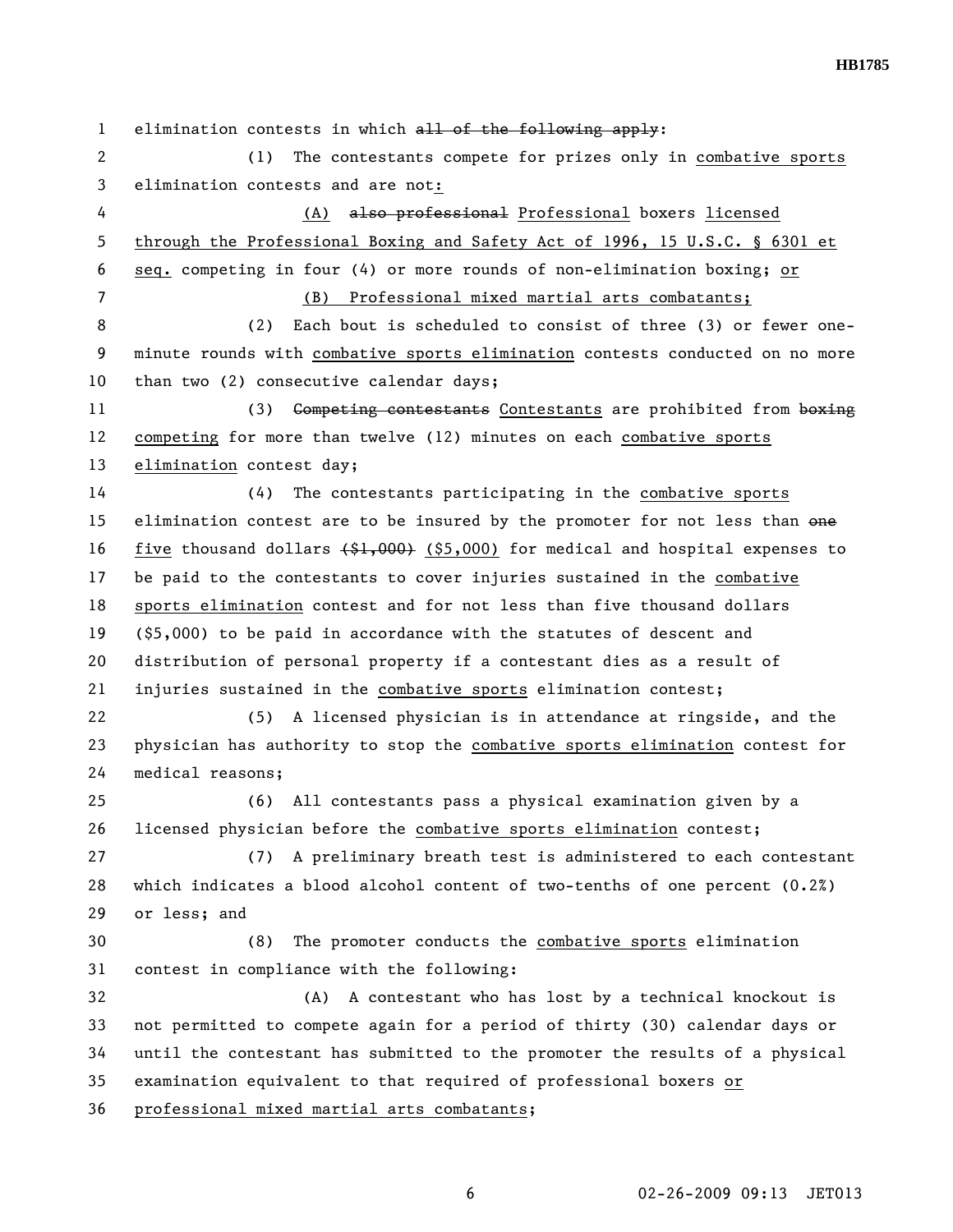elimination contests in which ~~all of the following apply~~:

(1) The contestants compete for prizes only in <u>combative sports</u> elimination contests and are not<u>:</u>

<u>(A)</u> ~~also professional~~ <u>Professional</u> boxers <u>licensed through the Professional Boxing and Safety Act of 1996, 15 U.S.C. § 6301 et seq.</u> competing in four (4) or more rounds of non-elimination boxing; <u>or</u>

<u>(B) Professional mixed martial arts combatants;</u>

(2) Each bout is scheduled to consist of three (3) or fewer one-minute rounds with <u>combative sports elimination</u> contests conducted on no more than two (2) consecutive calendar days;

(3) ~~Competing contestants~~ <u>Contestants</u> are prohibited from ~~boxing~~ <u>competing</u> for more than twelve (12) minutes on each <u>combative sports elimination</u> contest day;

(4) The contestants participating in the <u>combative sports</u> elimination contest are to be insured by the promoter for not less than ~~one~~ <u>five</u> thousand dollars ~~($1,000)~~ <u>($5,000)</u> for medical and hospital expenses to be paid to the contestants to cover injuries sustained in the <u>combative sports elimination</u> contest and for not less than five thousand dollars ($5,000) to be paid in accordance with the statutes of descent and distribution of personal property if a contestant dies as a result of injuries sustained in the <u>combative sports</u> elimination contest;

(5) A licensed physician is in attendance at ringside, and the physician has authority to stop the <u>combative sports elimination</u> contest for medical reasons;

(6) All contestants pass a physical examination given by a licensed physician before the <u>combative sports elimination</u> contest;

(7) A preliminary breath test is administered to each contestant which indicates a blood alcohol content of two-tenths of one percent (0.2%) or less; and

(8) The promoter conducts the <u>combative sports</u> elimination contest in compliance with the following:

(A) A contestant who has lost by a technical knockout is not permitted to compete again for a period of thirty (30) calendar days or until the contestant has submitted to the promoter the results of a physical examination equivalent to that required of professional boxers <u>or professional mixed martial arts combatants</u>;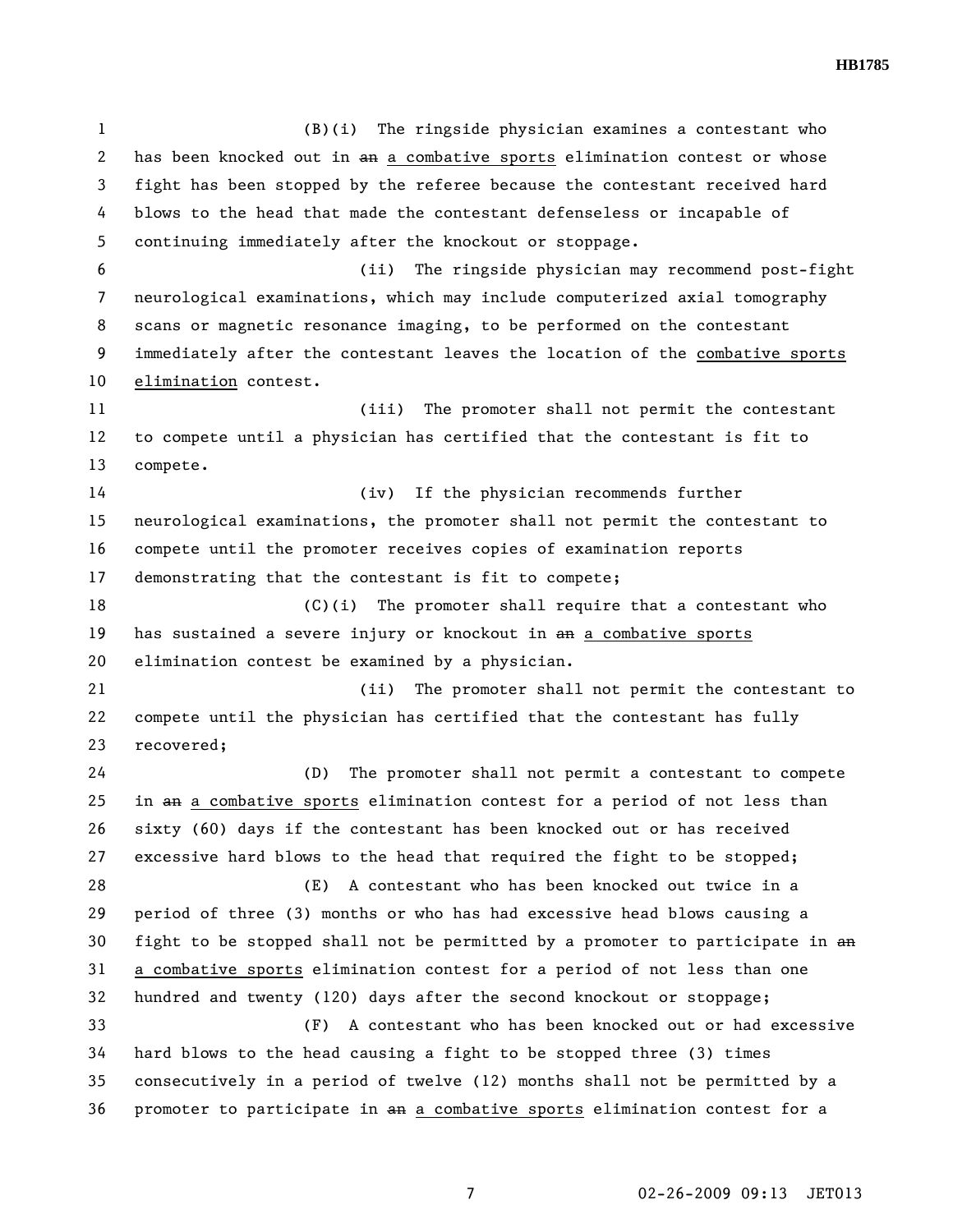(B)(i) The ringside physician examines a contestant who has been knocked out in ~~an~~ a combative sports elimination contest or whose fight has been stopped by the referee because the contestant received hard blows to the head that made the contestant defenseless or incapable of continuing immediately after the knockout or stoppage.

(ii) The ringside physician may recommend post-fight neurological examinations, which may include computerized axial tomography scans or magnetic resonance imaging, to be performed on the contestant immediately after the contestant leaves the location of the combative sports elimination contest.

(iii) The promoter shall not permit the contestant to compete until a physician has certified that the contestant is fit to compete.

(iv) If the physician recommends further neurological examinations, the promoter shall not permit the contestant to compete until the promoter receives copies of examination reports demonstrating that the contestant is fit to compete;

(C)(i) The promoter shall require that a contestant who has sustained a severe injury or knockout in ~~an~~ a combative sports elimination contest be examined by a physician.

(ii) The promoter shall not permit the contestant to compete until the physician has certified that the contestant has fully recovered;

(D) The promoter shall not permit a contestant to compete in ~~an~~ a combative sports elimination contest for a period of not less than sixty (60) days if the contestant has been knocked out or has received excessive hard blows to the head that required the fight to be stopped;

(E) A contestant who has been knocked out twice in a period of three (3) months or who has had excessive head blows causing a fight to be stopped shall not be permitted by a promoter to participate in ~~an~~ a combative sports elimination contest for a period of not less than one hundred and twenty (120) days after the second knockout or stoppage;

(F) A contestant who has been knocked out or had excessive hard blows to the head causing a fight to be stopped three (3) times consecutively in a period of twelve (12) months shall not be permitted by a promoter to participate in ~~an~~ a combative sports elimination contest for a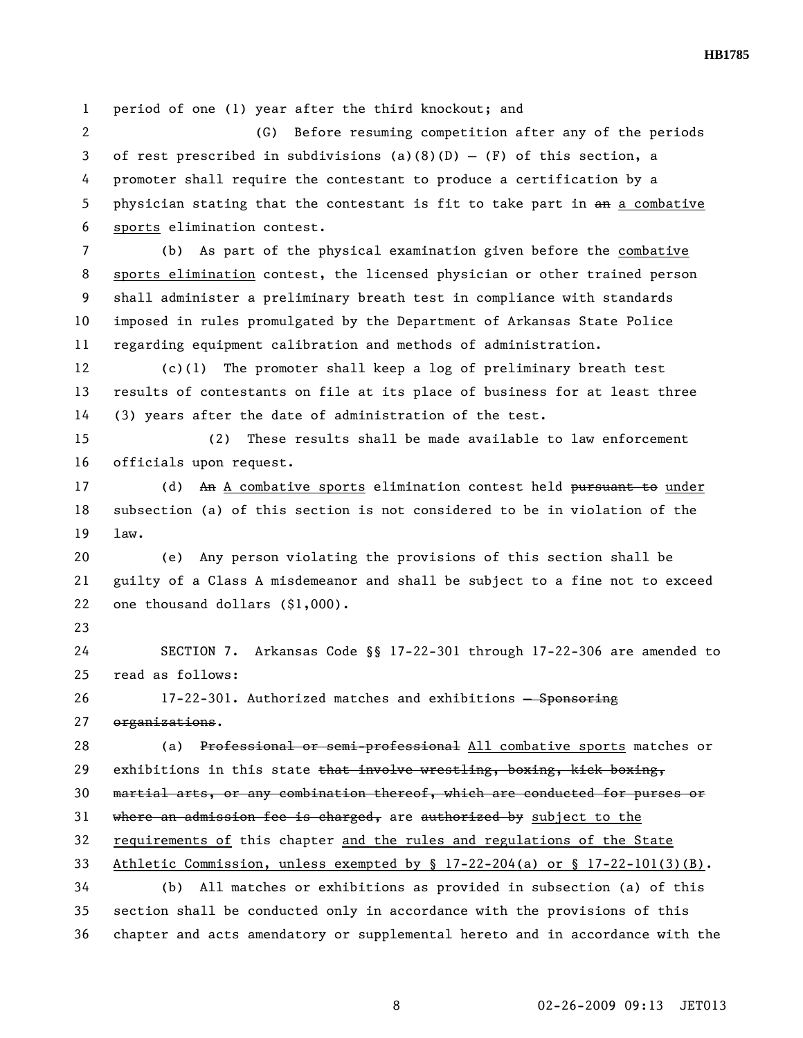period of one (1) year after the third knockout; and

(G) Before resuming competition after any of the periods of rest prescribed in subdivisions (a)(8)(D) – (F) of this section, a promoter shall require the contestant to produce a certification by a physician stating that the contestant is fit to take part in ~~an~~ a combative sports elimination contest.

(b) As part of the physical examination given before the combative sports elimination contest, the licensed physician or other trained person shall administer a preliminary breath test in compliance with standards imposed in rules promulgated by the Department of Arkansas State Police regarding equipment calibration and methods of administration.

(c)(1) The promoter shall keep a log of preliminary breath test results of contestants on file at its place of business for at least three (3) years after the date of administration of the test.

(2) These results shall be made available to law enforcement officials upon request.

(d) ~~An~~ A combative sports elimination contest held ~~pursuant to~~ under subsection (a) of this section is not considered to be in violation of the law.

(e) Any person violating the provisions of this section shall be guilty of a Class A misdemeanor and shall be subject to a fine not to exceed one thousand dollars ($1,000).

SECTION 7. Arkansas Code §§ 17-22-301 through 17-22-306 are amended to read as follows:

17-22-301. Authorized matches and exhibitions ~~– Sponsoring organizations~~.

(a) ~~Professional or semi-professional~~ All combative sports matches or exhibitions in this state ~~that involve wrestling, boxing, kick boxing, martial arts, or any combination thereof, which are conducted for purses or where an admission fee is charged,~~ are ~~authorized by~~ subject to the requirements of this chapter and the rules and regulations of the State Athletic Commission, unless exempted by § 17-22-204(a) or § 17-22-101(3)(B).

(b) All matches or exhibitions as provided in subsection (a) of this section shall be conducted only in accordance with the provisions of this chapter and acts amendatory or supplemental hereto and in accordance with the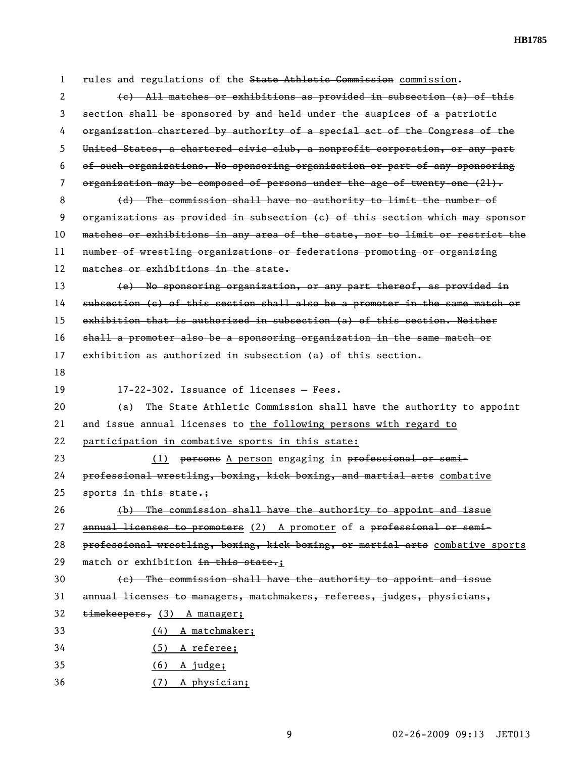rules and regulations of the ~~State Athletic Commission~~ commission.

~~(c) All matches or exhibitions as provided in subsection (a) of this section shall be sponsored by and held under the auspices of a patriotic organization chartered by authority of a special act of the Congress of the United States, a chartered civic club, a nonprofit corporation, or any part of such organizations. No sponsoring organization or part of any sponsoring organization may be composed of persons under the age of twenty-one (21).~~

~~(d) The commission shall have no authority to limit the number of organizations as provided in subsection (c) of this section which may sponsor matches or exhibitions in any area of the state, nor to limit or restrict the number of wrestling organizations or federations promoting or organizing matches or exhibitions in the state.~~

~~(e) No sponsoring organization, or any part thereof, as provided in subsection (c) of this section shall also be a promoter in the same match or exhibition that is authorized in subsection (a) of this section. Neither shall a promoter also be a sponsoring organization in the same match or exhibition as authorized in subsection (a) of this section.~~

17-22-302. Issuance of licenses — Fees.

(a) The State Athletic Commission shall have the authority to appoint and issue annual licenses to <u>the following persons with regard to participation in combative sports in this state:</u>

<u>(1)</u> ~~persons~~ <u>A person</u> engaging in ~~professional or semi-professional wrestling, boxing, kick boxing, and martial arts~~ <u>combative sports</u> ~~in this state.~~<u>;</u>

~~(b) The commission shall have the authority to appoint and issue annual licenses to promoters~~ <u>(2) A promoter</u> of a ~~professional or semi-professional wrestling, boxing, kick-boxing, or martial arts~~ <u>combative sports</u> match or exhibition ~~in this state.~~<u>;</u>

~~(c) The commission shall have the authority to appoint and issue annual licenses to managers, matchmakers, referees, judges, physicians, timekeepers,~~ <u>(3) A manager;</u>

<u>(4) A matchmaker;</u>

<u>(5) A referee;</u>

<u>(6) A judge;</u>

<u>(7) A physician;</u>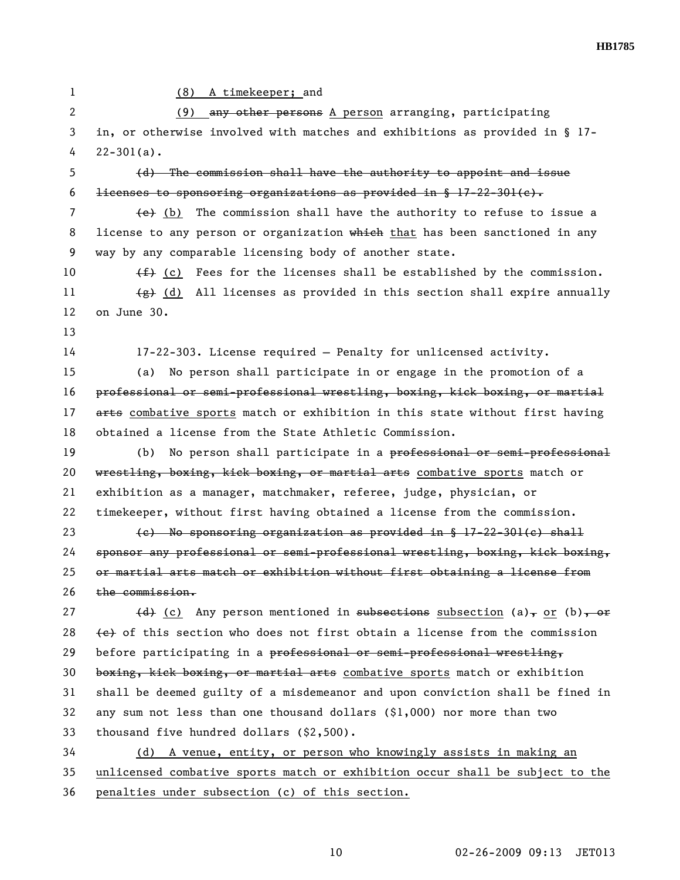(8) A timekeeper; and

(9) ~~any other persons~~ A person arranging, participating in, or otherwise involved with matches and exhibitions as provided in § 17-22-301(a).

~~(d) The commission shall have the authority to appoint and issue licenses to sponsoring organizations as provided in § 17-22-301(c).~~

~~(e)~~ (b) The commission shall have the authority to refuse to issue a license to any person or organization ~~which~~ that has been sanctioned in any way by any comparable licensing body of another state.

~~(f)~~ (c) Fees for the licenses shall be established by the commission.

~~(g)~~ (d) All licenses as provided in this section shall expire annually on June 30.

17-22-303. License required — Penalty for unlicensed activity.

(a) No person shall participate in or engage in the promotion of a ~~professional or semi-professional wrestling, boxing, kick boxing, or martial arts~~ combative sports match or exhibition in this state without first having obtained a license from the State Athletic Commission.

(b) No person shall participate in a ~~professional or semi-professional wrestling, boxing, kick boxing, or martial arts~~ combative sports match or exhibition as a manager, matchmaker, referee, judge, physician, or timekeeper, without first having obtained a license from the commission.

~~(c) No sponsoring organization as provided in § 17-22-301(c) shall sponsor any professional or semi-professional wrestling, boxing, kick boxing, or martial arts match or exhibition without first obtaining a license from the commission.~~

~~(d)~~ (c) Any person mentioned in ~~subsections~~ subsection (a)~~,~~ or (b)~~, or (c)~~ of this section who does not first obtain a license from the commission before participating in a ~~professional or semi-professional wrestling, boxing, kick boxing, or martial arts~~ combative sports match or exhibition shall be deemed guilty of a misdemeanor and upon conviction shall be fined in any sum not less than one thousand dollars ($1,000) nor more than two thousand five hundred dollars ($2,500).

(d) A venue, entity, or person who knowingly assists in making an unlicensed combative sports match or exhibition occur shall be subject to the penalties under subsection (c) of this section.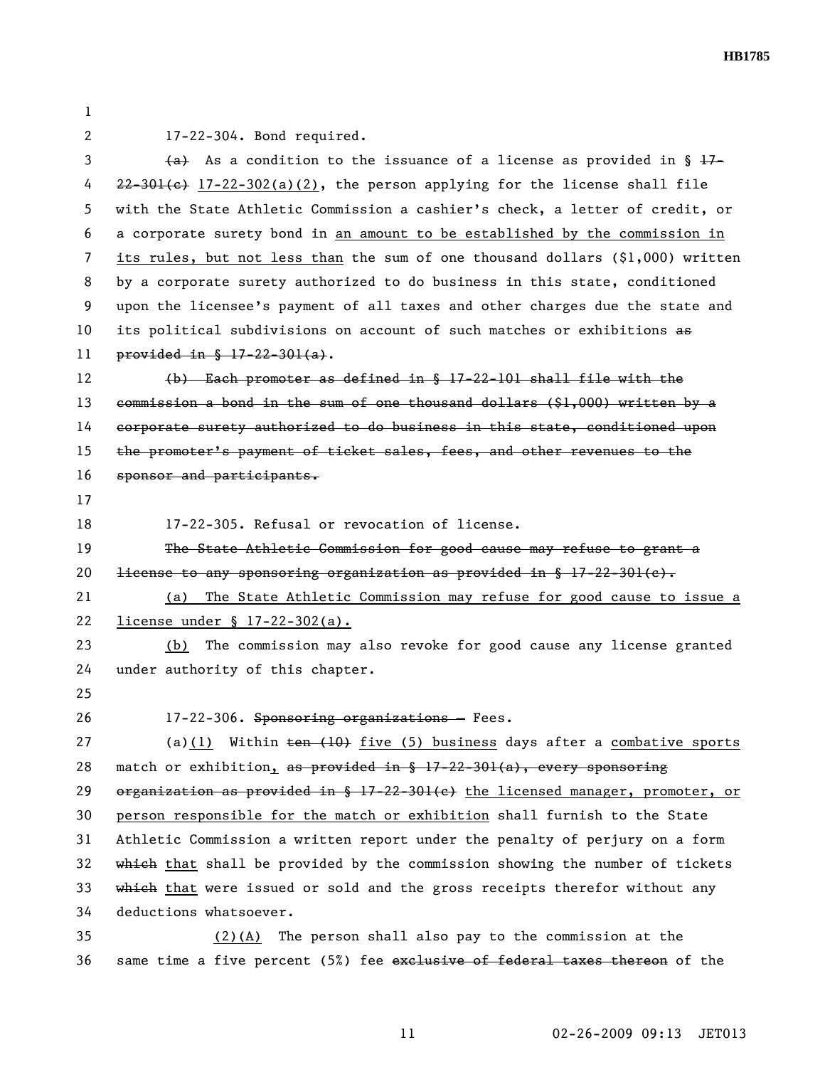17-22-304. Bond required.

~~(a)~~ As a condition to the issuance of a license as provided in § ~~17-22-301(c)~~ <u>17-22-302(a)(2)</u>, the person applying for the license shall file with the State Athletic Commission a cashier's check, a letter of credit, or a corporate surety bond in <u>an amount to be established by the commission in its rules, but not less than</u> the sum of one thousand dollars ($1,000) written by a corporate surety authorized to do business in this state, conditioned upon the licensee's payment of all taxes and other charges due the state and its political subdivisions on account of such matches or exhibitions ~~as provided in § 17-22-301(a)~~.

~~(b) Each promoter as defined in § 17-22-101 shall file with the commission a bond in the sum of one thousand dollars ($1,000) written by a corporate surety authorized to do business in this state, conditioned upon the promoter's payment of ticket sales, fees, and other revenues to the sponsor and participants.~~

17-22-305. Refusal or revocation of license.

~~The State Athletic Commission for good cause may refuse to grant a license to any sponsoring organization as provided in § 17-22-301(c).~~

<u>(a) The State Athletic Commission may refuse for good cause to issue a license under § 17-22-302(a).</u>

<u>(b)</u> The commission may also revoke for good cause any license granted under authority of this chapter.

17-22-306. ~~Sponsoring organizations —~~ Fees.

(a)<u>(1)</u> Within ~~ten (10)~~ <u>five (5) business</u> days after a <u>combative sports</u> match or exhibition<u>,</u> ~~as provided in § 17-22-301(a), every sponsoring organization as provided in § 17-22-301(c)~~ <u>the licensed manager, promoter, or person responsible for the match or exhibition</u> shall furnish to the State Athletic Commission a written report under the penalty of perjury on a form ~~which~~ <u>that</u> shall be provided by the commission showing the number of tickets ~~which~~ <u>that</u> were issued or sold and the gross receipts therefor without any deductions whatsoever.

<u>(2)(A)</u> The person shall also pay to the commission at the same time a five percent (5%) fee ~~exclusive of federal taxes thereon~~ of the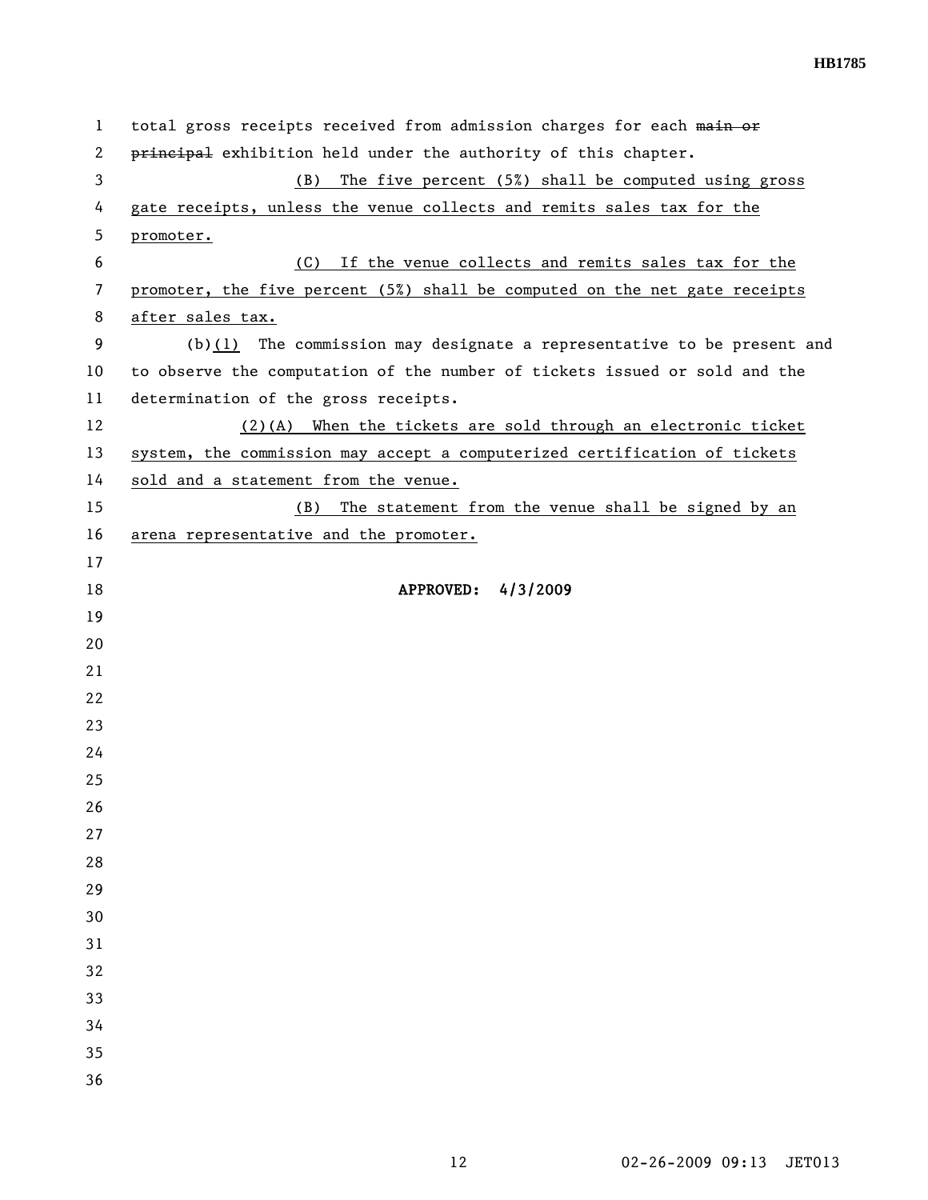total gross receipts received from admission charges for each ~~main or principal~~ exhibition held under the authority of this chapter.

(B) The five percent (5%) shall be computed using gross gate receipts, unless the venue collects and remits sales tax for the promoter.

(C) If the venue collects and remits sales tax for the promoter, the five percent (5%) shall be computed on the net gate receipts after sales tax.

(b)(1) The commission may designate a representative to be present and to observe the computation of the number of tickets issued or sold and the determination of the gross receipts.

(2)(A) When the tickets are sold through an electronic ticket system, the commission may accept a computerized certification of tickets sold and a statement from the venue.

(B) The statement from the venue shall be signed by an arena representative and the promoter.

**APPROVED: 4/3/2009**